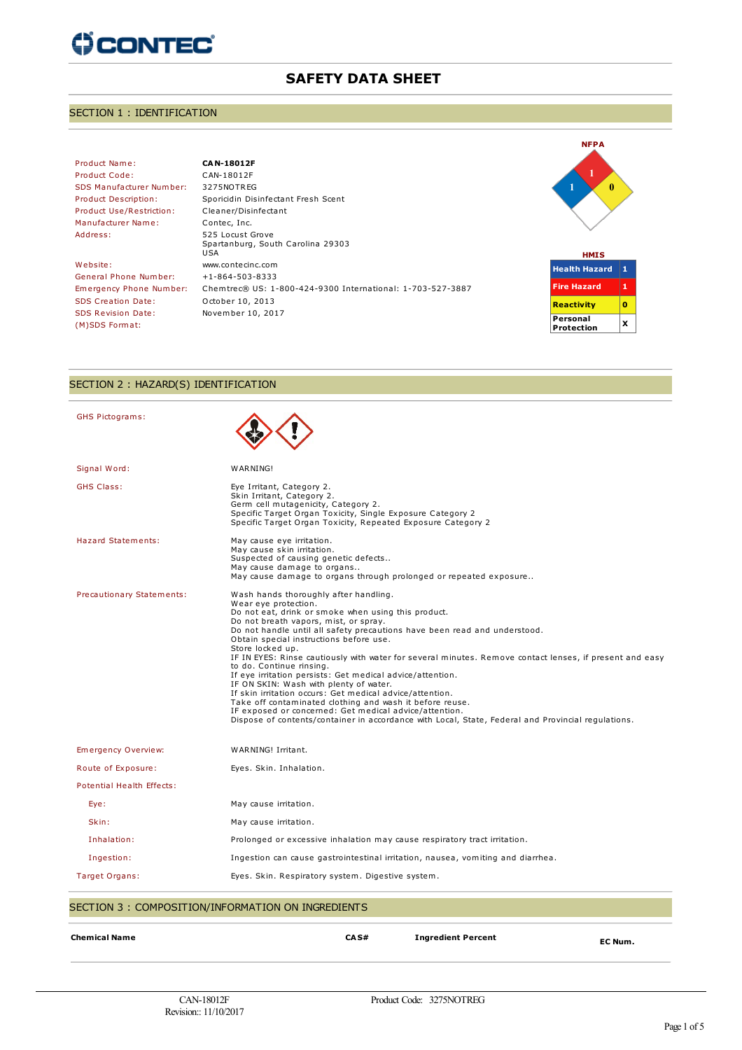# SAFETY DATA SHEET

## SECTION 1 : IDENTIFICATION

| | |
|---|---|
| Product Name: | **CAN-18012F** |
| Product Code: | CAN-18012F |
| SDS Manufacturer Number: | 3275NOTREG |
| Product Description: | Sporicidin Disinfectant Fresh Scent |
| Product Use/Restriction: | Cleaner/Disinfectant |
| Manufacturer Name: | Contec, Inc. |
| Address: | 525 Locust Grove<br>Spartanburg, South Carolina 29303<br>USA |
| Website: | www.contecinc.com |
| General Phone Number: | +1-864-503-8333 |
| Emergency Phone Number: | Chemtrec® US: 1-800-424-9300 International: 1-703-527-3887 |
| SDS Creation Date: | October 10, 2013 |
| SDS Revision Date: | November 10, 2017 |
| (M)SDS Format: | |

**NFPA**

Health: 1, Fire: 1, Reactivity: 0

**HMIS**

| | |
|---|---|
| Health Hazard | 1 |
| Fire Hazard | 1 |
| Reactivity | 0 |
| Personal Protection | X |

## SECTION 2 : HAZARD(S) IDENTIFICATION

GHS Pictograms:

Signal Word: WARNING!

GHS Class:
Eye Irritant, Category 2.
Skin Irritant, Category 2.
Germ cell mutagenicity, Category 2.
Specific Target Organ Toxicity, Single Exposure Category 2
Specific Target Organ Toxicity, Repeated Exposure Category 2

Hazard Statements:
May cause eye irritation.
May cause skin irritation.
Suspected of causing genetic defects..
May cause damage to organs..
May cause damage to organs through prolonged or repeated exposure..

Precautionary Statements:
Wash hands thoroughly after handling.
Wear eye protection.
Do not eat, drink or smoke when using this product.
Do not breath vapors, mist, or spray.
Do not handle until all safety precautions have been read and understood.
Obtain special instructions before use.
Store locked up.
IF IN EYES: Rinse cautiously with water for several minutes. Remove contact lenses, if present and easy to do. Continue rinsing.
If eye irritation persists: Get medical advice/attention.
IF ON SKIN: Wash with plenty of water.
If skin irritation occurs: Get medical advice/attention.
Take off contaminated clothing and wash it before reuse.
IF exposed or concerned: Get medical advice/attention.
Dispose of contents/container in accordance with Local, State, Federal and Provincial regulations.

Emergency Overview: WARNING! Irritant.

Route of Exposure: Eyes. Skin. Inhalation.

Potential Health Effects:

- Eye: May cause irritation.
- Skin: May cause irritation.
- Inhalation: Prolonged or excessive inhalation may cause respiratory tract irritation.
- Ingestion: Ingestion can cause gastrointestinal irritation, nausea, vomiting and diarrhea.

Target Organs: Eyes. Skin. Respiratory system. Digestive system.

## SECTION 3 : COMPOSITION/INFORMATION ON INGREDIENTS

| Chemical Name | CAS# | Ingredient Percent | EC Num. |
|---|---|---|---|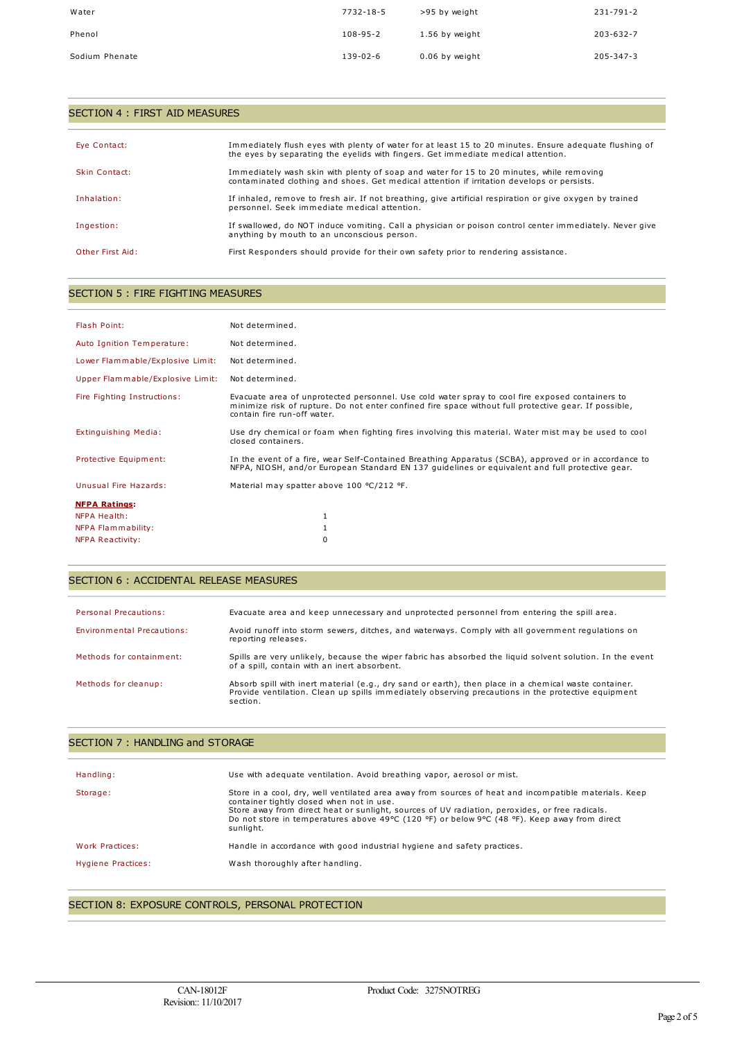| | | | |
|---|---|---|---|
| Water | 7732-18-5 | >95 by weight | 231-791-2 |
| Phenol | 108-95-2 | 1.56 by weight | 203-632-7 |
| Sodium Phenate | 139-02-6 | 0.06 by weight | 205-347-3 |

## SECTION 4 : FIRST AID MEASURES

| | |
|---|---|
| Eye Contact: | Immediately flush eyes with plenty of water for at least 15 to 20 minutes. Ensure adequate flushing of the eyes by separating the eyelids with fingers. Get immediate medical attention. |
| Skin Contact: | Immediately wash skin with plenty of soap and water for 15 to 20 minutes, while removing contaminated clothing and shoes. Get medical attention if irritation develops or persists. |
| Inhalation: | If inhaled, remove to fresh air. If not breathing, give artificial respiration or give oxygen by trained personnel. Seek immediate medical attention. |
| Ingestion: | If swallowed, do NOT induce vomiting. Call a physician or poison control center immediately. Never give anything by mouth to an unconscious person. |
| Other First Aid: | First Responders should provide for their own safety prior to rendering assistance. |

## SECTION 5 : FIRE FIGHTING MEASURES

| | |
|---|---|
| Flash Point: | Not determined. |
| Auto Ignition Temperature: | Not determined. |
| Lower Flammable/Explosive Limit: | Not determined. |
| Upper Flammable/Explosive Limit: | Not determined. |
| Fire Fighting Instructions: | Evacuate area of unprotected personnel. Use cold water spray to cool fire exposed containers to minimize risk of rupture. Do not enter confined fire space without full protective gear. If possible, contain fire run-off water. |
| Extinguishing Media: | Use dry chemical or foam when fighting fires involving this material. Water mist may be used to cool closed containers. |
| Protective Equipment: | In the event of a fire, wear Self-Contained Breathing Apparatus (SCBA), approved or in accordance to NFPA, NIOSH, and/or European Standard EN 137 guidelines or equivalent and full protective gear. |
| Unusual Fire Hazards: | Material may spatter above 100 °C/212 °F. |

**NFPA Ratings:**

| | |
|---|---|
| NFPA Health: | 1 |
| NFPA Flammability: | 1 |
| NFPA Reactivity: | 0 |

## SECTION 6 : ACCIDENTAL RELEASE MEASURES

| | |
|---|---|
| Personal Precautions: | Evacuate area and keep unnecessary and unprotected personnel from entering the spill area. |
| Environmental Precautions: | Avoid runoff into storm sewers, ditches, and waterways. Comply with all government regulations on reporting releases. |
| Methods for containment: | Spills are very unlikely, because the wiper fabric has absorbed the liquid solvent solution. In the event of a spill, contain with an inert absorbent. |
| Methods for cleanup: | Absorb spill with inert material (e.g., dry sand or earth), then place in a chemical waste container. Provide ventilation. Clean up spills immediately observing precautions in the protective equipment section. |

## SECTION 7 : HANDLING and STORAGE

| | |
|---|---|
| Handling: | Use with adequate ventilation. Avoid breathing vapor, aerosol or mist. |
| Storage: | Store in a cool, dry, well ventilated area away from sources of heat and incompatible materials. Keep container tightly closed when not in use.<br>Store away from direct heat or sunlight, sources of UV radiation, peroxides, or free radicals.<br>Do not store in temperatures above 49°C (120 °F) or below 9°C (48 °F). Keep away from direct sunlight. |
| Work Practices: | Handle in accordance with good industrial hygiene and safety practices. |
| Hygiene Practices: | Wash thoroughly after handling. |

## SECTION 8: EXPOSURE CONTROLS, PERSONAL PROTECTION

CAN-18012F
Revision:: 11/10/2017

Product Code: 3275NOTREG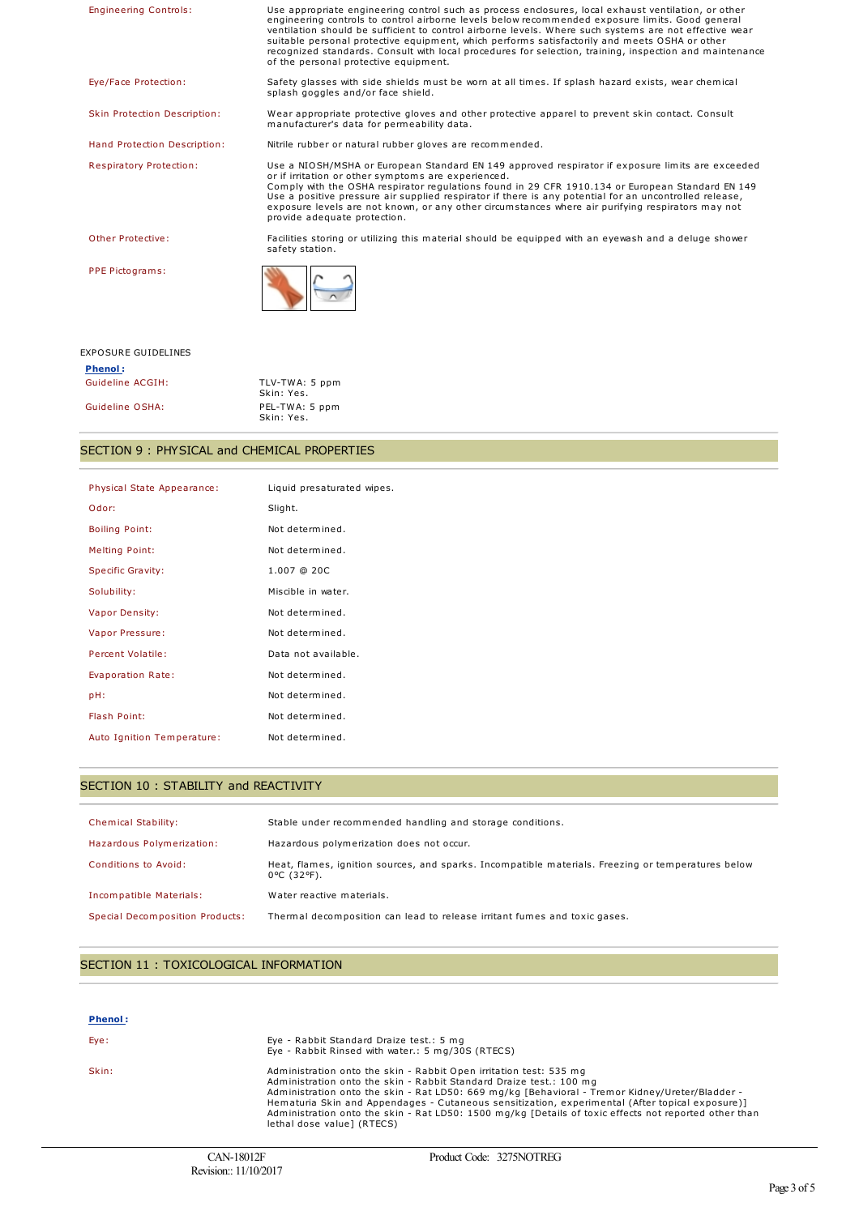| | |
|---|---|
| Engineering Controls: | Use appropriate engineering control such as process enclosures, local exhaust ventilation, or other engineering controls to control airborne levels below recommended exposure limits. Good general ventilation should be sufficient to control airborne levels. Where such systems are not effective wear suitable personal protective equipment, which performs satisfactorily and meets OSHA or other recognized standards. Consult with local procedures for selection, training, inspection and maintenance of the personal protective equipment. |
| Eye/Face Protection: | Safety glasses with side shields must be worn at all times. If splash hazard exists, wear chemical splash goggles and/or face shield. |
| Skin Protection Description: | Wear appropriate protective gloves and other protective apparel to prevent skin contact. Consult manufacturer's data for permeability data. |
| Hand Protection Description: | Nitrile rubber or natural rubber gloves are recommended. |
| Respiratory Protection: | Use a NIOSH/MSHA or European Standard EN 149 approved respirator if exposure limits are exceeded or if irritation or other symptoms are experienced. Comply with the OSHA respirator regulations found in 29 CFR 1910.134 or European Standard EN 149 Use a positive pressure air supplied respirator if there is any potential for an uncontrolled release, exposure levels are not known, or any other circumstances where air purifying respirators may not provide adequate protection. |
| Other Protective: | Facilities storing or utilizing this material should be equipped with an eyewash and a deluge shower safety station. |
| PPE Pictograms: | |

EXPOSURE GUIDELINES

**Phenol:**

| | |
|---|---|
| Guideline ACGIH: | TLV-TWA: 5 ppm<br>Skin: Yes. |
| Guideline OSHA: | PEL-TWA: 5 ppm<br>Skin: Yes. |

## SECTION 9 : PHYSICAL and CHEMICAL PROPERTIES

| | |
|---|---|
| Physical State Appearance: | Liquid presaturated wipes. |
| Odor: | Slight. |
| Boiling Point: | Not determined. |
| Melting Point: | Not determined. |
| Specific Gravity: | 1.007 @ 20C |
| Solubility: | Miscible in water. |
| Vapor Density: | Not determined. |
| Vapor Pressure: | Not determined. |
| Percent Volatile: | Data not available. |
| Evaporation Rate: | Not determined. |
| pH: | Not determined. |
| Flash Point: | Not determined. |
| Auto Ignition Temperature: | Not determined. |

## SECTION 10 : STABILITY and REACTIVITY

| | |
|---|---|
| Chemical Stability: | Stable under recommended handling and storage conditions. |
| Hazardous Polymerization: | Hazardous polymerization does not occur. |
| Conditions to Avoid: | Heat, flames, ignition sources, and sparks. Incompatible materials. Freezing or temperatures below 0°C (32°F). |
| Incompatible Materials: | Water reactive materials. |
| Special Decomposition Products: | Thermal decomposition can lead to release irritant fumes and toxic gases. |

## SECTION 11 : TOXICOLOGICAL INFORMATION

**Phenol:**

| | |
|---|---|
| Eye: | Eye - Rabbit Standard Draize test.: 5 mg<br>Eye - Rabbit Rinsed with water.: 5 mg/30S (RTECS) |
| Skin: | Administration onto the skin - Rabbit Open irritation test: 535 mg<br>Administration onto the skin - Rabbit Standard Draize test.: 100 mg<br>Administration onto the skin - Rat LD50: 669 mg/kg [Behavioral - Tremor Kidney/Ureter/Bladder - Hematuria Skin and Appendages - Cutaneous sensitization, experimental (After topical exposure)]<br>Administration onto the skin - Rat LD50: 1500 mg/kg [Details of toxic effects not reported other than lethal dose value] (RTECS) |

CAN-18012F
Revision:: 11/10/2017

Product Code: 3275NOTREG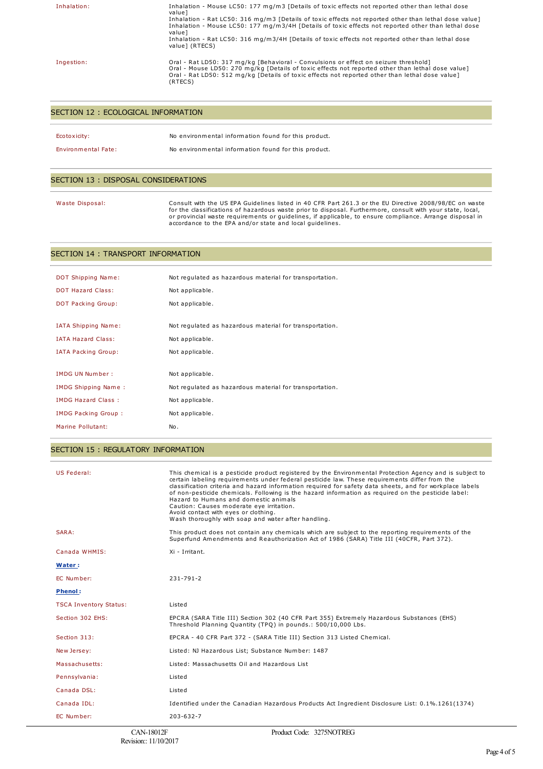| | |
|---|---|
| Inhalation: | Inhalation - Mouse LC50: 177 mg/m3 [Details of toxic effects not reported other than lethal dose value]<br>Inhalation - Rat LC50: 316 mg/m3 [Details of toxic effects not reported other than lethal dose value]<br>Inhalation - Mouse LC50: 177 mg/m3/4H [Details of toxic effects not reported other than lethal dose value]<br>Inhalation - Rat LC50: 316 mg/m3/4H [Details of toxic effects not reported other than lethal dose value] (RTECS) |
| Ingestion: | Oral - Rat LD50: 317 mg/kg [Behavioral - Convulsions or effect on seizure threshold]<br>Oral - Mouse LD50: 270 mg/kg [Details of toxic effects not reported other than lethal dose value]<br>Oral - Rat LD50: 512 mg/kg [Details of toxic effects not reported other than lethal dose value] (RTECS) |

## SECTION 12 : ECOLOGICAL INFORMATION

| | |
|---|---|
| Ecotoxicity: | No environmental information found for this product. |
| Environmental Fate: | No environmental information found for this product. |

## SECTION 13 : DISPOSAL CONSIDERATIONS

| | |
|---|---|
| Waste Disposal: | Consult with the US EPA Guidelines listed in 40 CFR Part 261.3 or the EU Directive 2008/98/EC on waste for the classifications of hazardous waste prior to disposal. Furthermore, consult with your state, local, or provincial waste requirements or guidelines, if applicable, to ensure compliance. Arrange disposal in accordance to the EPA and/or state and local guidelines. |

## SECTION 14 : TRANSPORT INFORMATION

| | |
|---|---|
| DOT Shipping Name: | Not regulated as hazardous material for transportation. |
| DOT Hazard Class: | Not applicable. |
| DOT Packing Group: | Not applicable. |
| IATA Shipping Name: | Not regulated as hazardous material for transportation. |
| IATA Hazard Class: | Not applicable. |
| IATA Packing Group: | Not applicable. |
| IMDG UN Number : | Not applicable. |
| IMDG Shipping Name : | Not regulated as hazardous material for transportation. |
| IMDG Hazard Class : | Not applicable. |
| IMDG Packing Group : | Not applicable. |
| Marine Pollutant: | No. |

## SECTION 15 : REGULATORY INFORMATION

| | |
|---|---|
| US Federal: | This chemical is a pesticide product registered by the Environmental Protection Agency and is subject to certain labeling requirements under federal pesticide law. These requirements differ from the classification criteria and hazard information required for safety data sheets, and for workplace labels of non-pesticide chemicals. Following is the hazard information as required on the pesticide label:<br>Hazard to Humans and domestic animals<br>Caution: Causes moderate eye irritation.<br>Avoid contact with eyes or clothing.<br>Wash thoroughly with soap and water after handling. |
| SARA: | This product does not contain any chemicals which are subject to the reporting requirements of the Superfund Amendments and Reauthorization Act of 1986 (SARA) Title III (40CFR, Part 372). |
| Canada WHMIS: | Xi - Irritant. |

**Water :**

| | |
|---|---|
| EC Number: | 231-791-2 |

**Phenol :**

| | |
|---|---|
| TSCA Inventory Status: | Listed |
| Section 302 EHS: | EPCRA (SARA Title III) Section 302 (40 CFR Part 355) Extremely Hazardous Substances (EHS) Threshold Planning Quantity (TPQ) in pounds.: 500/10,000 Lbs. |
| Section 313: | EPCRA - 40 CFR Part 372 - (SARA Title III) Section 313 Listed Chemical. |
| New Jersey: | Listed: NJ Hazardous List; Substance Number: 1487 |
| Massachusetts: | Listed: Massachusetts Oil and Hazardous List |
| Pennsylvania: | Listed |
| Canada DSL: | Listed |
| Canada IDL: | Identified under the Canadian Hazardous Products Act Ingredient Disclosure List: 0.1%.1261(1374) |
| EC Number: | 203-632-7 |

CAN-18012F
Revision:: 11/10/2017

Product Code: 3275NOTREG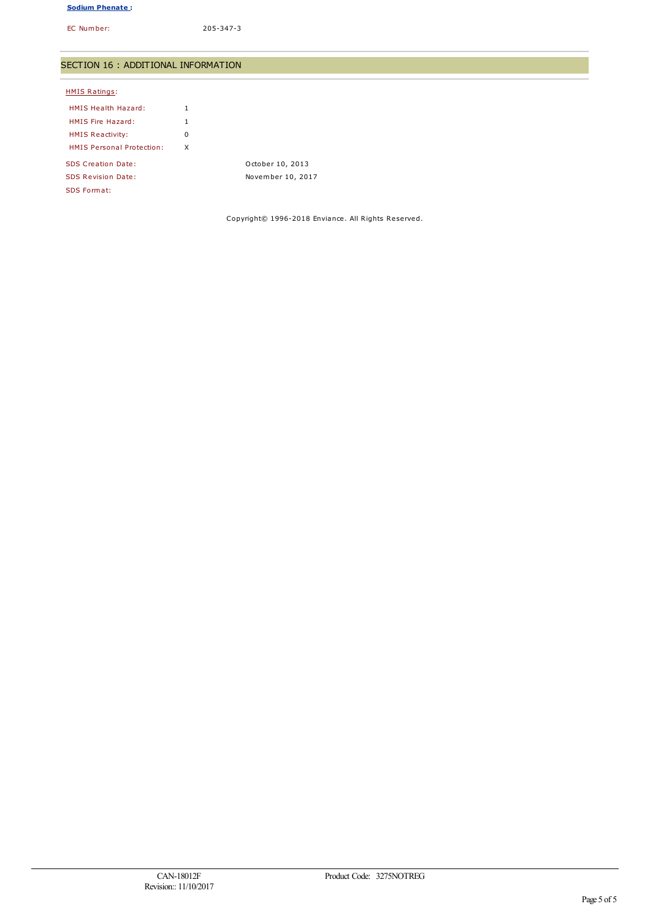**Sodium Phenate :**

EC Number: 205-347-3

## SECTION 16 : ADDITIONAL INFORMATION

HMIS Ratings:

| | |
|---|---|
| HMIS Health Hazard: | 1 |
| HMIS Fire Hazard: | 1 |
| HMIS Reactivity: | 0 |
| HMIS Personal Protection: | X |

| | |
|---|---|
| SDS Creation Date: | October 10, 2013 |
| SDS Revision Date: | November 10, 2017 |
| SDS Format: | |

Copyright© 1996-2018 Enviance. All Rights Reserved.

CAN-18012F
Revision:: 11/10/2017

Product Code: 3275NOTREG